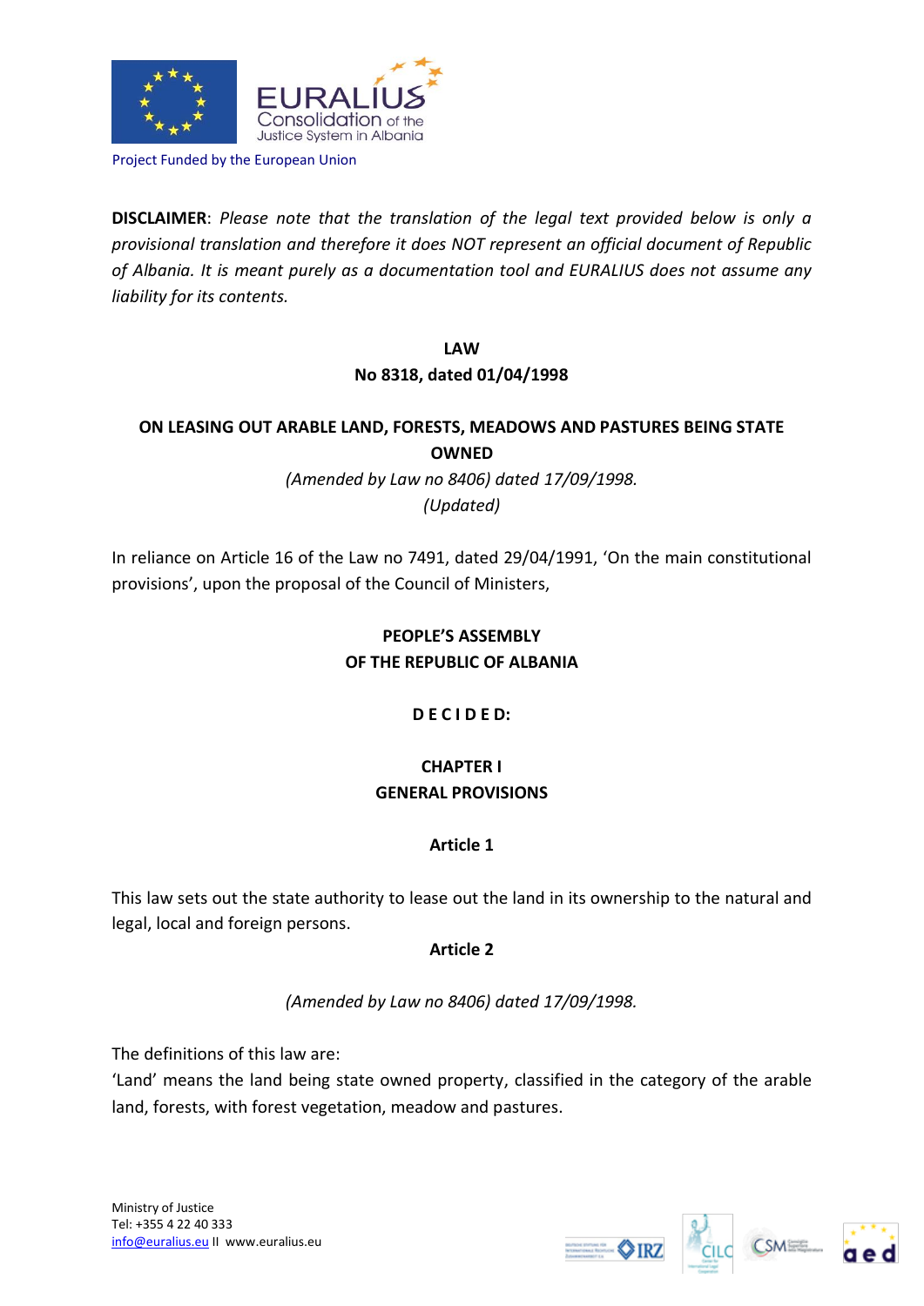Project Funded by the European Union

**DISCLAIMER**: *Please note that the translation of the legal text provided below is only a provisional translation and therefore it does NOT represent an official document of Republic of Albania. It is meant purely as a documentation tool and EURALIUS does not assume any liability for its contents.*

# LAW
## No 8318, dated 01/04/1998

## ON LEASING OUT ARABLE LAND, FORESTS, MEADOWS AND PASTURES BEING STATE OWNED

*(Amended by Law no 8406) dated 17/09/1998.*

*(Updated)*

In reliance on Article 16 of the Law no 7491, dated 29/04/1991, 'On the main constitutional provisions', upon the proposal of the Council of Ministers,

**PEOPLE'S ASSEMBLY**
**OF THE REPUBLIC OF ALBANIA**

**D E C I D E D:**

## CHAPTER I
## GENERAL PROVISIONS

### Article 1

This law sets out the state authority to lease out the land in its ownership to the natural and legal, local and foreign persons.

### Article 2

*(Amended by Law no 8406) dated 17/09/1998.*

The definitions of this law are:

'Land' means the land being state owned property, classified in the category of the arable land, forests, with forest vegetation, meadow and pastures.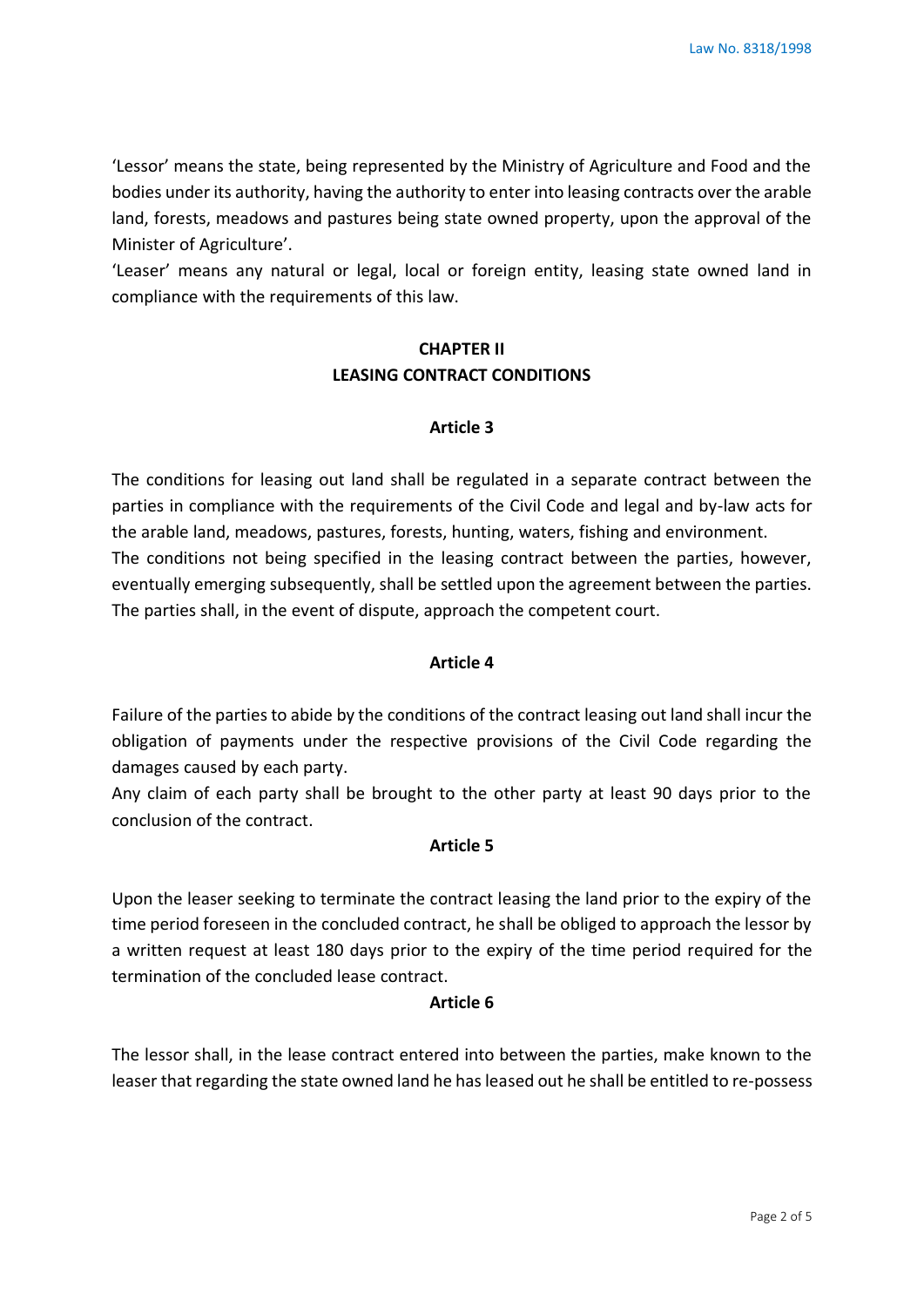'Lessor' means the state, being represented by the Ministry of Agriculture and Food and the bodies under its authority, having the authority to enter into leasing contracts over the arable land, forests, meadows and pastures being state owned property, upon the approval of the Minister of Agriculture'.

'Leaser' means any natural or legal, local or foreign entity, leasing state owned land in compliance with the requirements of this law.

## CHAPTER II
## LEASING CONTRACT CONDITIONS

### Article 3

The conditions for leasing out land shall be regulated in a separate contract between the parties in compliance with the requirements of the Civil Code and legal and by-law acts for the arable land, meadows, pastures, forests, hunting, waters, fishing and environment.

The conditions not being specified in the leasing contract between the parties, however, eventually emerging subsequently, shall be settled upon the agreement between the parties. The parties shall, in the event of dispute, approach the competent court.

### Article 4

Failure of the parties to abide by the conditions of the contract leasing out land shall incur the obligation of payments under the respective provisions of the Civil Code regarding the damages caused by each party.

Any claim of each party shall be brought to the other party at least 90 days prior to the conclusion of the contract.

### Article 5

Upon the leaser seeking to terminate the contract leasing the land prior to the expiry of the time period foreseen in the concluded contract, he shall be obliged to approach the lessor by a written request at least 180 days prior to the expiry of the time period required for the termination of the concluded lease contract.

### Article 6

The lessor shall, in the lease contract entered into between the parties, make known to the leaser that regarding the state owned land he has leased out he shall be entitled to re-possess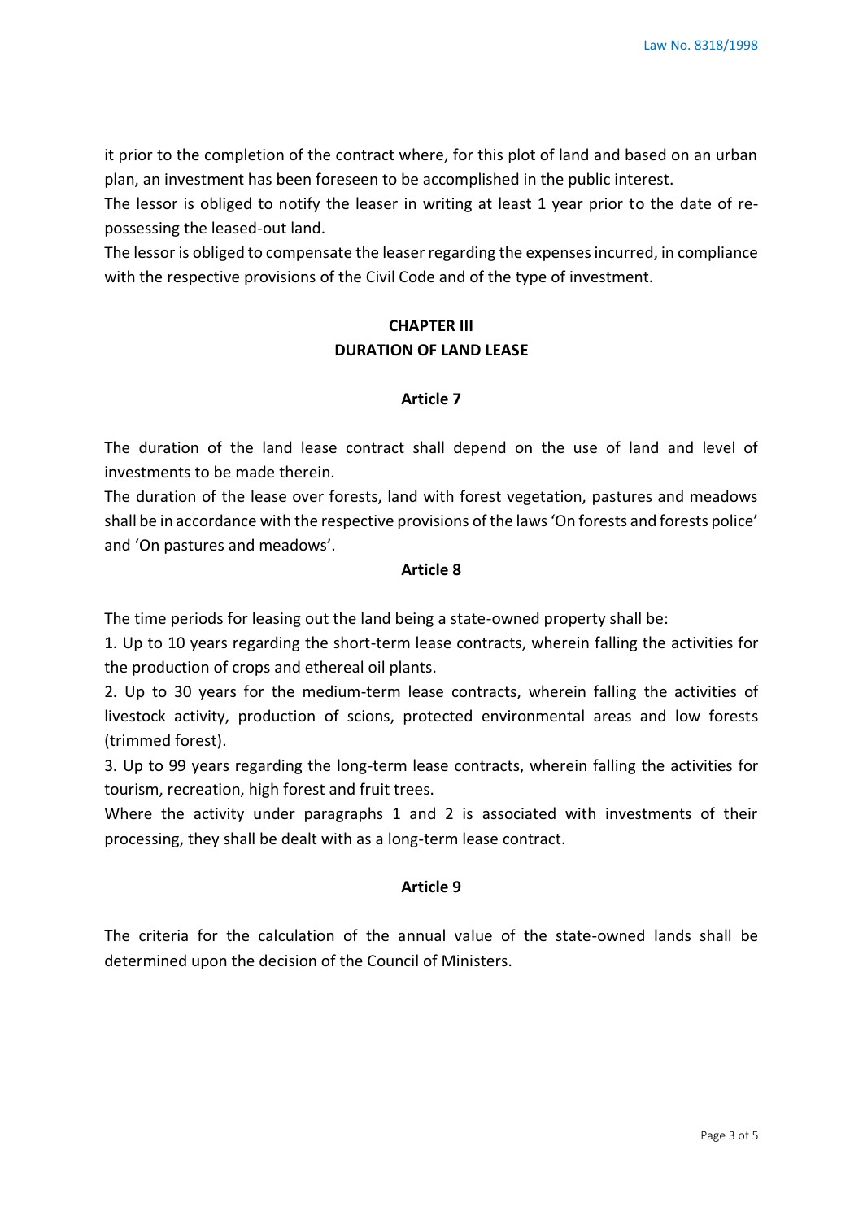it prior to the completion of the contract where, for this plot of land and based on an urban plan, an investment has been foreseen to be accomplished in the public interest.

The lessor is obliged to notify the leaser in writing at least 1 year prior to the date of re-possessing the leased-out land.

The lessor is obliged to compensate the leaser regarding the expenses incurred, in compliance with the respective provisions of the Civil Code and of the type of investment.

## CHAPTER III
## DURATION OF LAND LEASE

### Article 7

The duration of the land lease contract shall depend on the use of land and level of investments to be made therein.

The duration of the lease over forests, land with forest vegetation, pastures and meadows shall be in accordance with the respective provisions of the laws 'On forests and forests police' and 'On pastures and meadows'.

### Article 8

The time periods for leasing out the land being a state-owned property shall be:

1. Up to 10 years regarding the short-term lease contracts, wherein falling the activities for the production of crops and ethereal oil plants.
2. Up to 30 years for the medium-term lease contracts, wherein falling the activities of livestock activity, production of scions, protected environmental areas and low forests (trimmed forest).
3. Up to 99 years regarding the long-term lease contracts, wherein falling the activities for tourism, recreation, high forest and fruit trees.

Where the activity under paragraphs 1 and 2 is associated with investments of their processing, they shall be dealt with as a long-term lease contract.

### Article 9

The criteria for the calculation of the annual value of the state-owned lands shall be determined upon the decision of the Council of Ministers.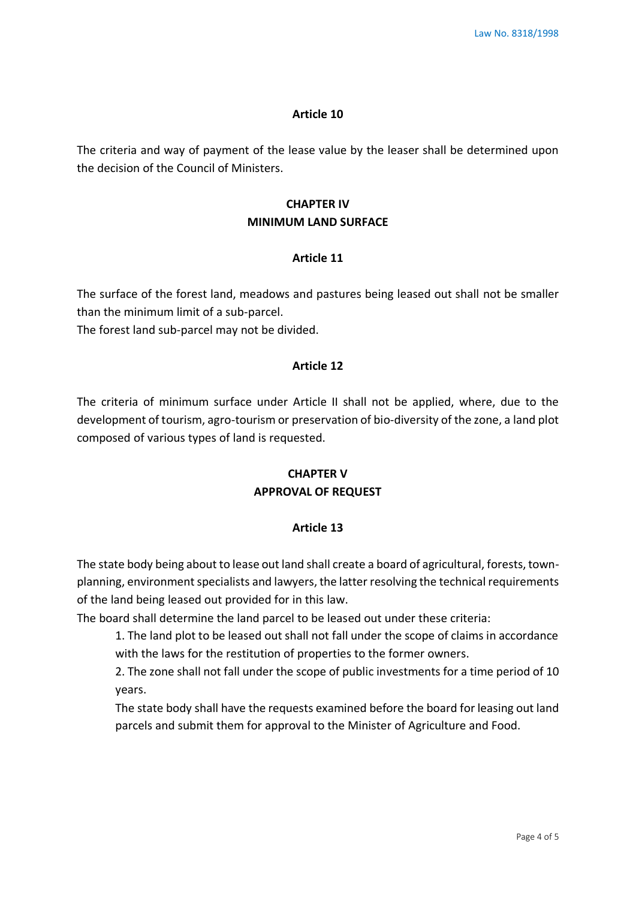### Article 10

The criteria and way of payment of the lease value by the leaser shall be determined upon the decision of the Council of Ministers.

## CHAPTER IV
## MINIMUM LAND SURFACE

### Article 11

The surface of the forest land, meadows and pastures being leased out shall not be smaller than the minimum limit of a sub-parcel.
The forest land sub-parcel may not be divided.

### Article 12

The criteria of minimum surface under Article II shall not be applied, where, due to the development of tourism, agro-tourism or preservation of bio-diversity of the zone, a land plot composed of various types of land is requested.

## CHAPTER V
## APPROVAL OF REQUEST

### Article 13

The state body being about to lease out land shall create a board of agricultural, forests, town-planning, environment specialists and lawyers, the latter resolving the technical requirements of the land being leased out provided for in this law.
The board shall determine the land parcel to be leased out under these criteria:

1. The land plot to be leased out shall not fall under the scope of claims in accordance with the laws for the restitution of properties to the former owners.
2. The zone shall not fall under the scope of public investments for a time period of 10 years.

The state body shall have the requests examined before the board for leasing out land parcels and submit them for approval to the Minister of Agriculture and Food.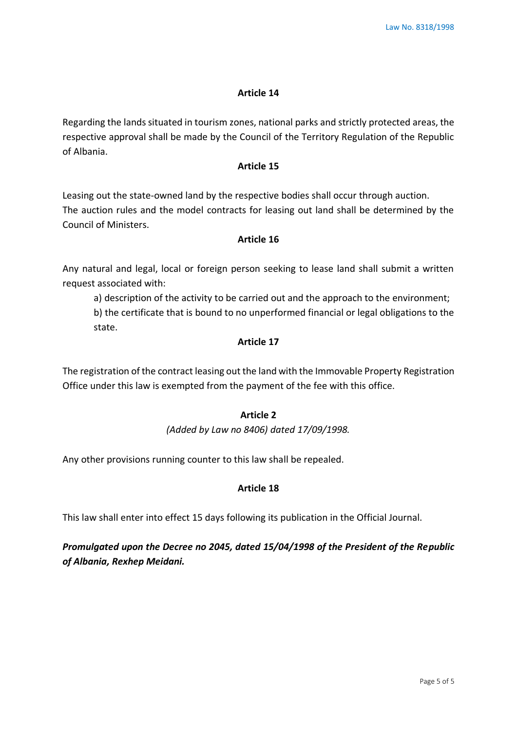### Article 14

Regarding the lands situated in tourism zones, national parks and strictly protected areas, the respective approval shall be made by the Council of the Territory Regulation of the Republic of Albania.

### Article 15

Leasing out the state-owned land by the respective bodies shall occur through auction.
The auction rules and the model contracts for leasing out land shall be determined by the Council of Ministers.

### Article 16

Any natural and legal, local or foreign person seeking to lease land shall submit a written request associated with:

a) description of the activity to be carried out and the approach to the environment;
b) the certificate that is bound to no unperformed financial or legal obligations to the state.

### Article 17

The registration of the contract leasing out the land with the Immovable Property Registration Office under this law is exempted from the payment of the fee with this office.

### Article 2

*(Added by Law no 8406) dated 17/09/1998.*

Any other provisions running counter to this law shall be repealed.

### Article 18

This law shall enter into effect 15 days following its publication in the Official Journal.

***Promulgated upon the Decree no 2045, dated 15/04/1998 of the President of the Republic of Albania, Rexhep Meidani.***